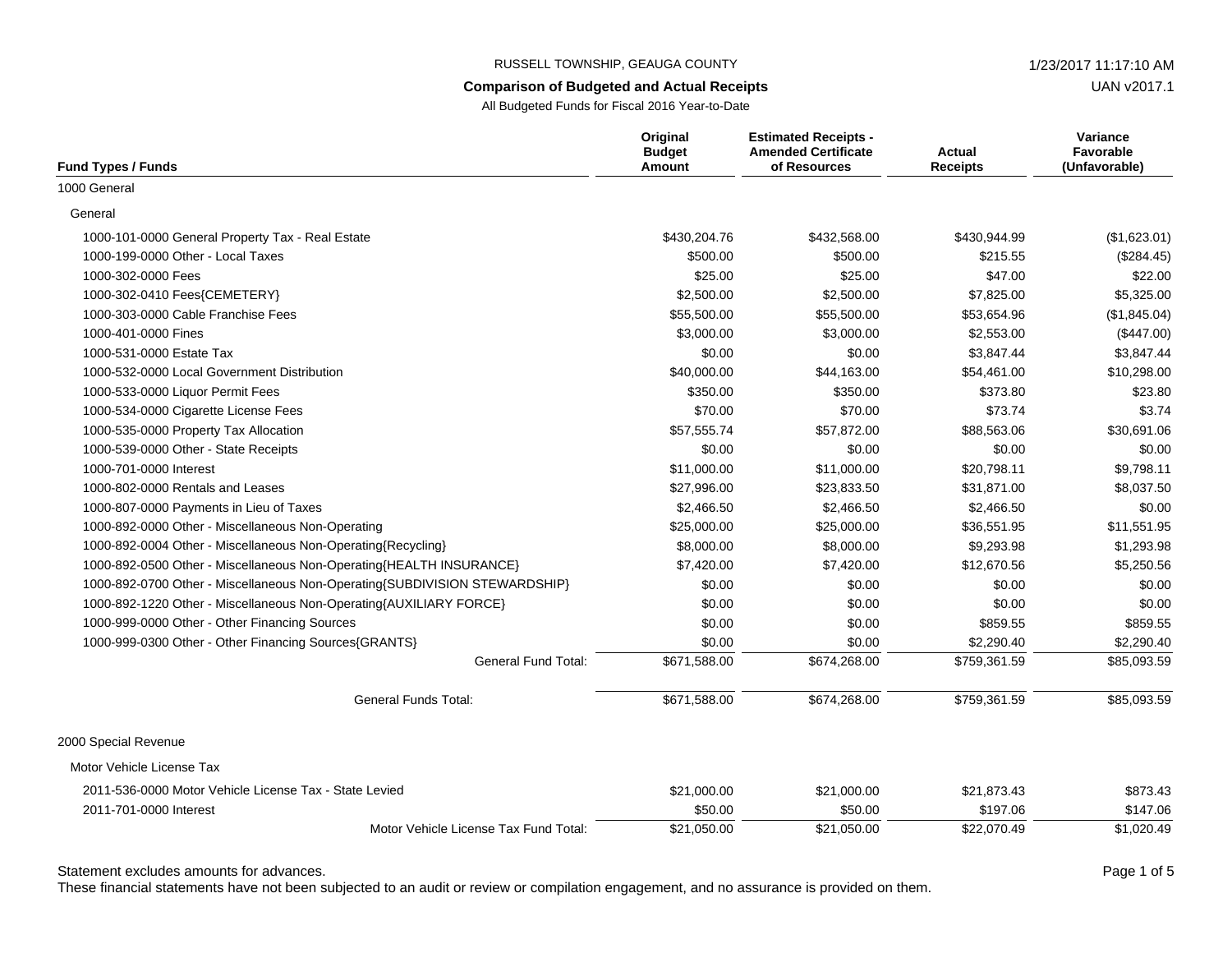RUSSELL TOWNSHIP, GEAUGA COUNTY

1/23/2017 11:17:10 AM

**Comparison of Budgeted and Actual Receipts**

UAN v2017.1

All Budgeted Funds for Fiscal 2016 Year-to-Date

| Fund Types / Funds | Original Budget Amount | Estimated Receipts - Amended Certificate of Resources | Actual Receipts | Variance Favorable (Unfavorable) |
|---|---|---|---|---|
| 1000 General | | | | |
| General | | | | |
| 1000-101-0000 General Property Tax - Real Estate | $430,204.76 | $432,568.00 | $430,944.99 | ($1,623.01) |
| 1000-199-0000 Other - Local Taxes | $500.00 | $500.00 | $215.55 | ($284.45) |
| 1000-302-0000 Fees | $25.00 | $25.00 | $47.00 | $22.00 |
| 1000-302-0410 Fees{CEMETERY} | $2,500.00 | $2,500.00 | $7,825.00 | $5,325.00 |
| 1000-303-0000 Cable Franchise Fees | $55,500.00 | $55,500.00 | $53,654.96 | ($1,845.04) |
| 1000-401-0000 Fines | $3,000.00 | $3,000.00 | $2,553.00 | ($447.00) |
| 1000-531-0000 Estate Tax | $0.00 | $0.00 | $3,847.44 | $3,847.44 |
| 1000-532-0000 Local Government Distribution | $40,000.00 | $44,163.00 | $54,461.00 | $10,298.00 |
| 1000-533-0000 Liquor Permit Fees | $350.00 | $350.00 | $373.80 | $23.80 |
| 1000-534-0000 Cigarette License Fees | $70.00 | $70.00 | $73.74 | $3.74 |
| 1000-535-0000 Property Tax Allocation | $57,555.74 | $57,872.00 | $88,563.06 | $30,691.06 |
| 1000-539-0000 Other - State Receipts | $0.00 | $0.00 | $0.00 | $0.00 |
| 1000-701-0000 Interest | $11,000.00 | $11,000.00 | $20,798.11 | $9,798.11 |
| 1000-802-0000 Rentals and Leases | $27,996.00 | $23,833.50 | $31,871.00 | $8,037.50 |
| 1000-807-0000 Payments in Lieu of Taxes | $2,466.50 | $2,466.50 | $2,466.50 | $0.00 |
| 1000-892-0000 Other - Miscellaneous Non-Operating | $25,000.00 | $25,000.00 | $36,551.95 | $11,551.95 |
| 1000-892-0004 Other - Miscellaneous Non-Operating{Recycling} | $8,000.00 | $8,000.00 | $9,293.98 | $1,293.98 |
| 1000-892-0500 Other - Miscellaneous Non-Operating{HEALTH INSURANCE} | $7,420.00 | $7,420.00 | $12,670.56 | $5,250.56 |
| 1000-892-0700 Other - Miscellaneous Non-Operating{SUBDIVISION STEWARDSHIP} | $0.00 | $0.00 | $0.00 | $0.00 |
| 1000-892-1220 Other - Miscellaneous Non-Operating{AUXILIARY FORCE} | $0.00 | $0.00 | $0.00 | $0.00 |
| 1000-999-0000 Other - Other Financing Sources | $0.00 | $0.00 | $859.55 | $859.55 |
| 1000-999-0300 Other - Other Financing Sources{GRANTS} | $0.00 | $0.00 | $2,290.40 | $2,290.40 |
| General Fund Total: | $671,588.00 | $674,268.00 | $759,361.59 | $85,093.59 |
| General Funds Total: | $671,588.00 | $674,268.00 | $759,361.59 | $85,093.59 |
| 2000 Special Revenue | | | | |
| Motor Vehicle License Tax | | | | |
| 2011-536-0000 Motor Vehicle License Tax - State Levied | $21,000.00 | $21,000.00 | $21,873.43 | $873.43 |
| 2011-701-0000 Interest | $50.00 | $50.00 | $197.06 | $147.06 |
| Motor Vehicle License Tax Fund Total: | $21,050.00 | $21,050.00 | $22,070.49 | $1,020.49 |

Statement excludes amounts for advances.

These financial statements have not been subjected to an audit or review or compilation engagement, and no assurance is provided on them.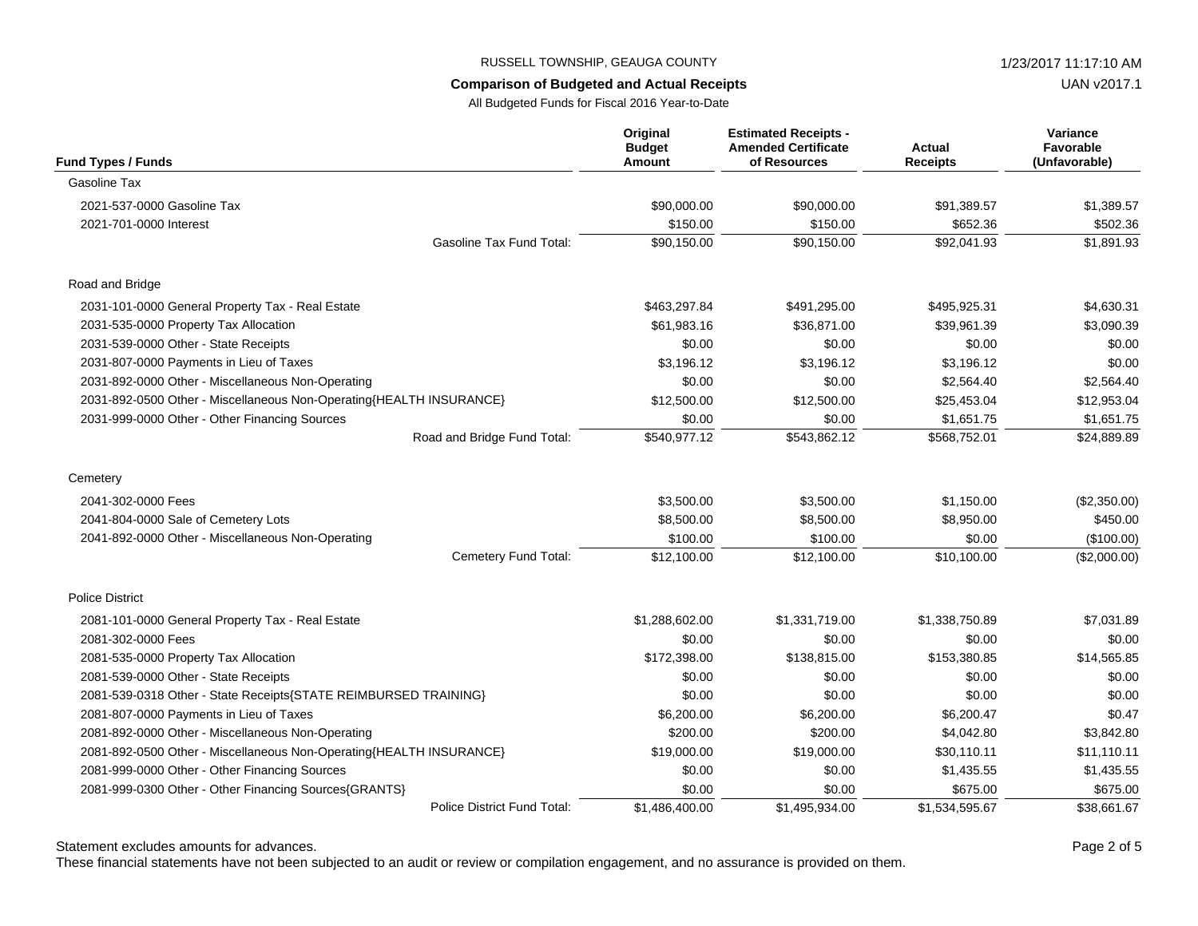RUSSELL TOWNSHIP, GEAUGA COUNTY

1/23/2017 11:17:10 AM

**Comparison of Budgeted and Actual Receipts**

UAN v2017.1

All Budgeted Funds for Fiscal 2016 Year-to-Date

| Fund Types / Funds | Original Budget Amount | Estimated Receipts - Amended Certificate of Resources | Actual Receipts | Variance Favorable (Unfavorable) |
|---|---|---|---|---|
| Gasoline Tax | | | | |
| 2021-537-0000 Gasoline Tax | $90,000.00 | $90,000.00 | $91,389.57 | $1,389.57 |
| 2021-701-0000 Interest | $150.00 | $150.00 | $652.36 | $502.36 |
| Gasoline Tax Fund Total: | $90,150.00 | $90,150.00 | $92,041.93 | $1,891.93 |
| Road and Bridge | | | | |
| 2031-101-0000 General Property Tax - Real Estate | $463,297.84 | $491,295.00 | $495,925.31 | $4,630.31 |
| 2031-535-0000 Property Tax Allocation | $61,983.16 | $36,871.00 | $39,961.39 | $3,090.39 |
| 2031-539-0000 Other - State Receipts | $0.00 | $0.00 | $0.00 | $0.00 |
| 2031-807-0000 Payments in Lieu of Taxes | $3,196.12 | $3,196.12 | $3,196.12 | $0.00 |
| 2031-892-0000 Other - Miscellaneous Non-Operating | $0.00 | $0.00 | $2,564.40 | $2,564.40 |
| 2031-892-0500 Other - Miscellaneous Non-Operating{HEALTH INSURANCE} | $12,500.00 | $12,500.00 | $25,453.04 | $12,953.04 |
| 2031-999-0000 Other - Other Financing Sources | $0.00 | $0.00 | $1,651.75 | $1,651.75 |
| Road and Bridge Fund Total: | $540,977.12 | $543,862.12 | $568,752.01 | $24,889.89 |
| Cemetery | | | | |
| 2041-302-0000 Fees | $3,500.00 | $3,500.00 | $1,150.00 | ($2,350.00) |
| 2041-804-0000 Sale of Cemetery Lots | $8,500.00 | $8,500.00 | $8,950.00 | $450.00 |
| 2041-892-0000 Other - Miscellaneous Non-Operating | $100.00 | $100.00 | $0.00 | ($100.00) |
| Cemetery Fund Total: | $12,100.00 | $12,100.00 | $10,100.00 | ($2,000.00) |
| Police District | | | | |
| 2081-101-0000 General Property Tax - Real Estate | $1,288,602.00 | $1,331,719.00 | $1,338,750.89 | $7,031.89 |
| 2081-302-0000 Fees | $0.00 | $0.00 | $0.00 | $0.00 |
| 2081-535-0000 Property Tax Allocation | $172,398.00 | $138,815.00 | $153,380.85 | $14,565.85 |
| 2081-539-0000 Other - State Receipts | $0.00 | $0.00 | $0.00 | $0.00 |
| 2081-539-0318 Other - State Receipts{STATE REIMBURSED TRAINING} | $0.00 | $0.00 | $0.00 | $0.00 |
| 2081-807-0000 Payments in Lieu of Taxes | $6,200.00 | $6,200.00 | $6,200.47 | $0.47 |
| 2081-892-0000 Other - Miscellaneous Non-Operating | $200.00 | $200.00 | $4,042.80 | $3,842.80 |
| 2081-892-0500 Other - Miscellaneous Non-Operating{HEALTH INSURANCE} | $19,000.00 | $19,000.00 | $30,110.11 | $11,110.11 |
| 2081-999-0000 Other - Other Financing Sources | $0.00 | $0.00 | $1,435.55 | $1,435.55 |
| 2081-999-0300 Other - Other Financing Sources{GRANTS} | $0.00 | $0.00 | $675.00 | $675.00 |
| Police District Fund Total: | $1,486,400.00 | $1,495,934.00 | $1,534,595.67 | $38,661.67 |

Statement excludes amounts for advances.

These financial statements have not been subjected to an audit or review or compilation engagement, and no assurance is provided on them.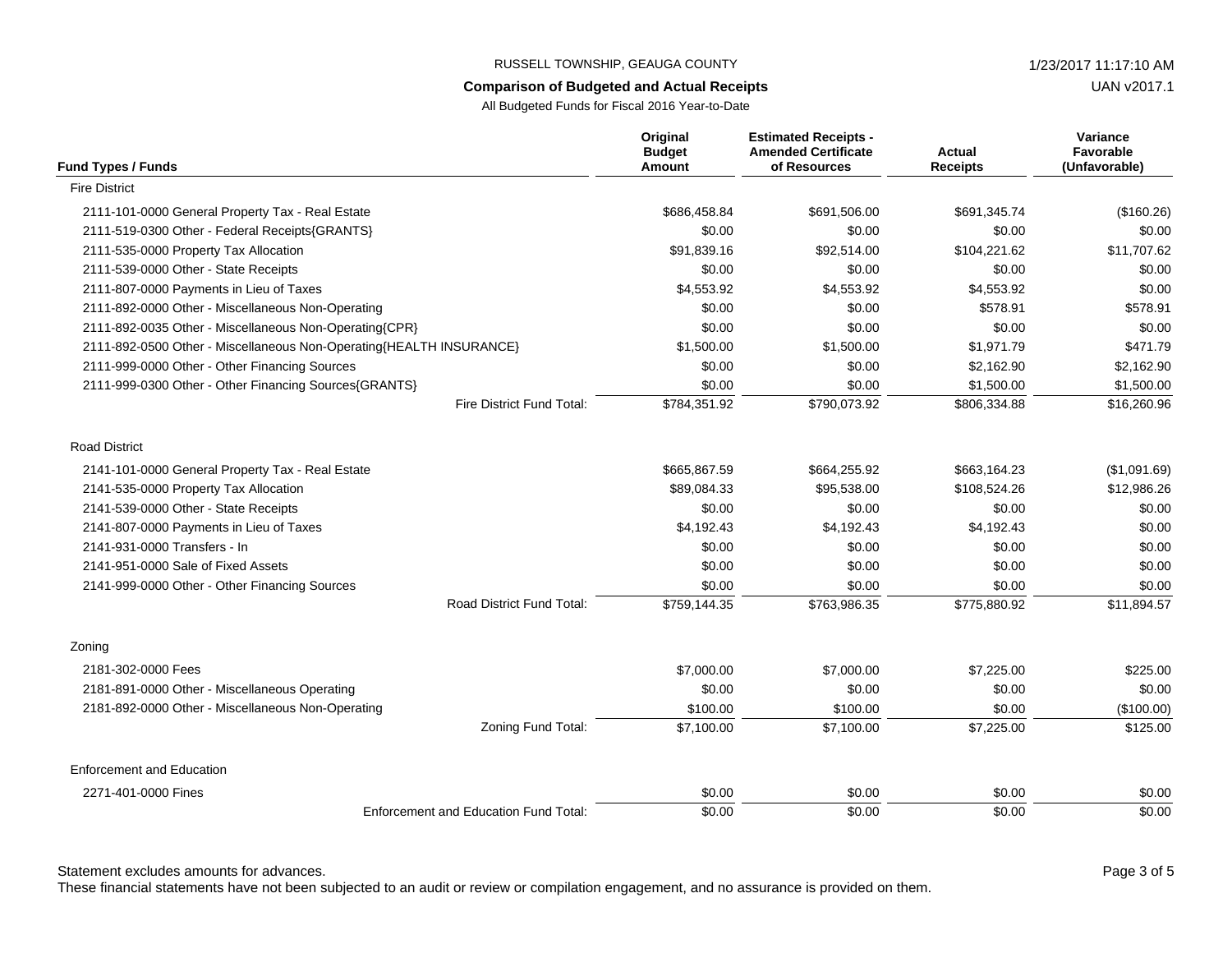RUSSELL TOWNSHIP, GEAUGA COUNTY

1/23/2017 11:17:10 AM

**Comparison of Budgeted and Actual Receipts**

UAN v2017.1

All Budgeted Funds for Fiscal 2016 Year-to-Date

| Fund Types / Funds | Original Budget Amount | Estimated Receipts - Amended Certificate of Resources | Actual Receipts | Variance Favorable (Unfavorable) |
|---|---|---|---|---|
| Fire District | | | | |
| 2111-101-0000 General Property Tax - Real Estate | $686,458.84 | $691,506.00 | $691,345.74 | ($160.26) |
| 2111-519-0300 Other - Federal Receipts{GRANTS} | $0.00 | $0.00 | $0.00 | $0.00 |
| 2111-535-0000 Property Tax Allocation | $91,839.16 | $92,514.00 | $104,221.62 | $11,707.62 |
| 2111-539-0000 Other - State Receipts | $0.00 | $0.00 | $0.00 | $0.00 |
| 2111-807-0000 Payments in Lieu of Taxes | $4,553.92 | $4,553.92 | $4,553.92 | $0.00 |
| 2111-892-0000 Other - Miscellaneous Non-Operating | $0.00 | $0.00 | $578.91 | $578.91 |
| 2111-892-0035 Other - Miscellaneous Non-Operating{CPR} | $0.00 | $0.00 | $0.00 | $0.00 |
| 2111-892-0500 Other - Miscellaneous Non-Operating{HEALTH INSURANCE} | $1,500.00 | $1,500.00 | $1,971.79 | $471.79 |
| 2111-999-0000 Other - Other Financing Sources | $0.00 | $0.00 | $2,162.90 | $2,162.90 |
| 2111-999-0300 Other - Other Financing Sources{GRANTS} | $0.00 | $0.00 | $1,500.00 | $1,500.00 |
| Fire District Fund Total: | $784,351.92 | $790,073.92 | $806,334.88 | $16,260.96 |
| Road District | | | | |
| 2141-101-0000 General Property Tax - Real Estate | $665,867.59 | $664,255.92 | $663,164.23 | ($1,091.69) |
| 2141-535-0000 Property Tax Allocation | $89,084.33 | $95,538.00 | $108,524.26 | $12,986.26 |
| 2141-539-0000 Other - State Receipts | $0.00 | $0.00 | $0.00 | $0.00 |
| 2141-807-0000 Payments in Lieu of Taxes | $4,192.43 | $4,192.43 | $4,192.43 | $0.00 |
| 2141-931-0000 Transfers - In | $0.00 | $0.00 | $0.00 | $0.00 |
| 2141-951-0000 Sale of Fixed Assets | $0.00 | $0.00 | $0.00 | $0.00 |
| 2141-999-0000 Other - Other Financing Sources | $0.00 | $0.00 | $0.00 | $0.00 |
| Road District Fund Total: | $759,144.35 | $763,986.35 | $775,880.92 | $11,894.57 |
| Zoning | | | | |
| 2181-302-0000 Fees | $7,000.00 | $7,000.00 | $7,225.00 | $225.00 |
| 2181-891-0000 Other - Miscellaneous Operating | $0.00 | $0.00 | $0.00 | $0.00 |
| 2181-892-0000 Other - Miscellaneous Non-Operating | $100.00 | $100.00 | $0.00 | ($100.00) |
| Zoning Fund Total: | $7,100.00 | $7,100.00 | $7,225.00 | $125.00 |
| Enforcement and Education | | | | |
| 2271-401-0000 Fines | $0.00 | $0.00 | $0.00 | $0.00 |
| Enforcement and Education Fund Total: | $0.00 | $0.00 | $0.00 | $0.00 |

Statement excludes amounts for advances.

These financial statements have not been subjected to an audit or review or compilation engagement, and no assurance is provided on them.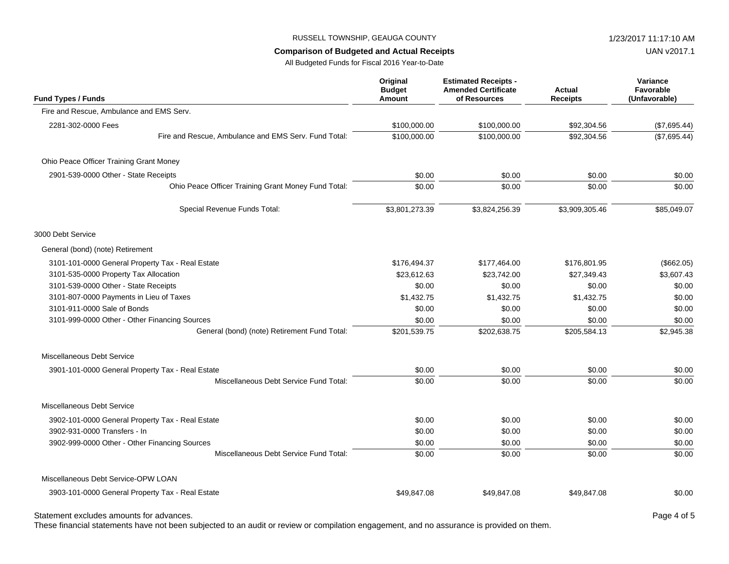RUSSELL TOWNSHIP, GEAUGA COUNTY

**Comparison of Budgeted and Actual Receipts**

All Budgeted Funds for Fiscal 2016 Year-to-Date

| Fund Types / Funds | Original Budget Amount | Estimated Receipts - Amended Certificate of Resources | Actual Receipts | Variance Favorable (Unfavorable) |
|---|---|---|---|---|
| Fire and Rescue, Ambulance and EMS Serv. | | | | |
| 2281-302-0000 Fees | $100,000.00 | $100,000.00 | $92,304.56 | ($7,695.44) |
| Fire and Rescue, Ambulance and EMS Serv. Fund Total: | $100,000.00 | $100,000.00 | $92,304.56 | ($7,695.44) |
| Ohio Peace Officer Training Grant Money | | | | |
| 2901-539-0000 Other - State Receipts | $0.00 | $0.00 | $0.00 | $0.00 |
| Ohio Peace Officer Training Grant Money Fund Total: | $0.00 | $0.00 | $0.00 | $0.00 |
| Special Revenue Funds Total: | $3,801,273.39 | $3,824,256.39 | $3,909,305.46 | $85,049.07 |
| 3000 Debt Service | | | | |
| General (bond) (note) Retirement | | | | |
| 3101-101-0000 General Property Tax - Real Estate | $176,494.37 | $177,464.00 | $176,801.95 | ($662.05) |
| 3101-535-0000 Property Tax Allocation | $23,612.63 | $23,742.00 | $27,349.43 | $3,607.43 |
| 3101-539-0000 Other - State Receipts | $0.00 | $0.00 | $0.00 | $0.00 |
| 3101-807-0000 Payments in Lieu of Taxes | $1,432.75 | $1,432.75 | $1,432.75 | $0.00 |
| 3101-911-0000 Sale of Bonds | $0.00 | $0.00 | $0.00 | $0.00 |
| 3101-999-0000 Other - Other Financing Sources | $0.00 | $0.00 | $0.00 | $0.00 |
| General (bond) (note) Retirement Fund Total: | $201,539.75 | $202,638.75 | $205,584.13 | $2,945.38 |
| Miscellaneous Debt Service | | | | |
| 3901-101-0000 General Property Tax - Real Estate | $0.00 | $0.00 | $0.00 | $0.00 |
| Miscellaneous Debt Service Fund Total: | $0.00 | $0.00 | $0.00 | $0.00 |
| Miscellaneous Debt Service | | | | |
| 3902-101-0000 General Property Tax - Real Estate | $0.00 | $0.00 | $0.00 | $0.00 |
| 3902-931-0000 Transfers - In | $0.00 | $0.00 | $0.00 | $0.00 |
| 3902-999-0000 Other - Other Financing Sources | $0.00 | $0.00 | $0.00 | $0.00 |
| Miscellaneous Debt Service Fund Total: | $0.00 | $0.00 | $0.00 | $0.00 |
| Miscellaneous Debt Service-OPW LOAN | | | | |
| 3903-101-0000 General Property Tax - Real Estate | $49,847.08 | $49,847.08 | $49,847.08 | $0.00 |

Statement excludes amounts for advances.

These financial statements have not been subjected to an audit or review or compilation engagement, and no assurance is provided on them.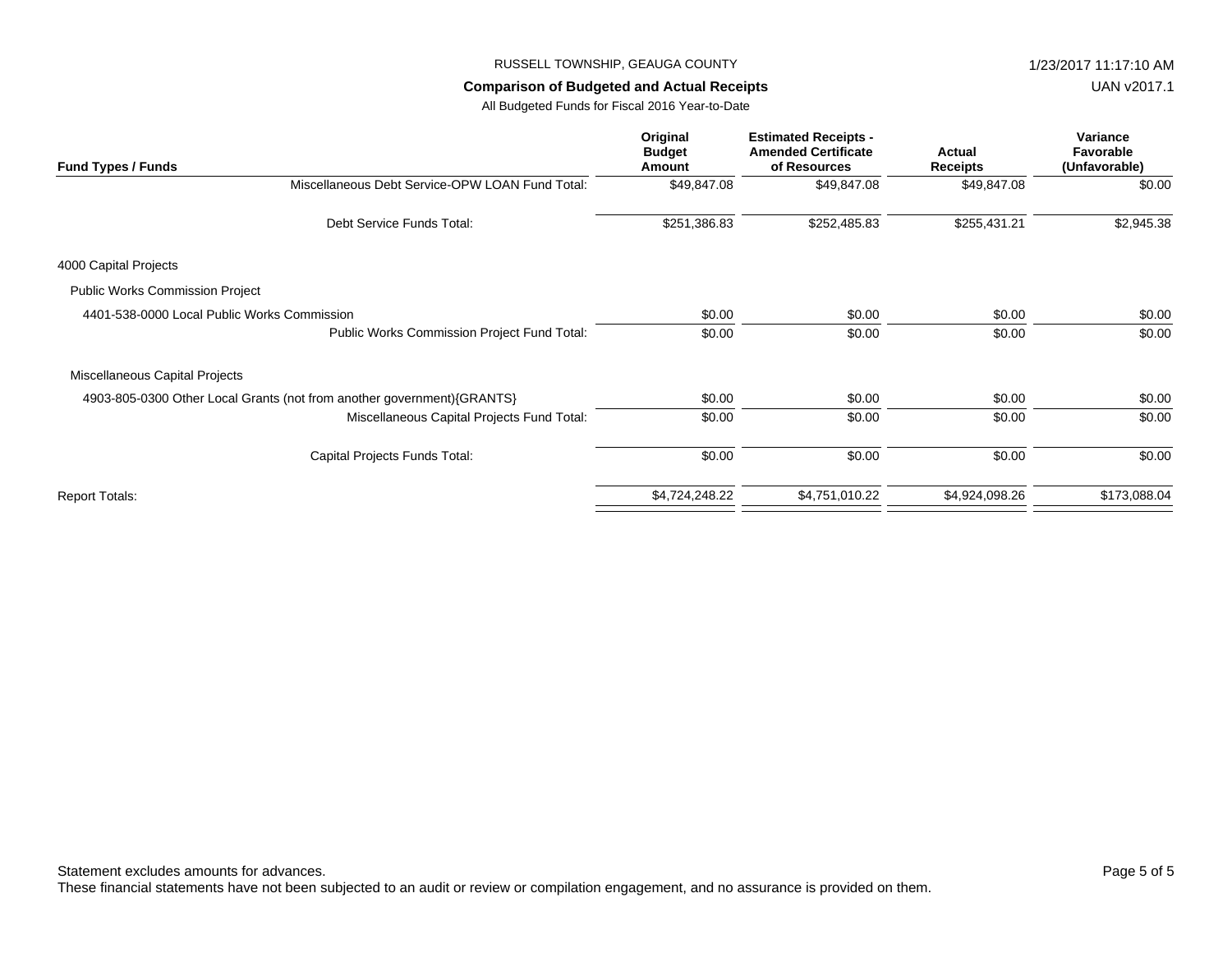RUSSELL TOWNSHIP, GEAUGA COUNTY

1/23/2017 11:17:10 AM

**Comparison of Budgeted and Actual Receipts**

UAN v2017.1

All Budgeted Funds for Fiscal 2016 Year-to-Date

| Fund Types / Funds | Original Budget Amount | Estimated Receipts - Amended Certificate of Resources | Actual Receipts | Variance Favorable (Unfavorable) |
|---|---|---|---|---|
| Miscellaneous Debt Service-OPW LOAN Fund Total: | $49,847.08 | $49,847.08 | $49,847.08 | $0.00 |
| Debt Service Funds Total: | $251,386.83 | $252,485.83 | $255,431.21 | $2,945.38 |
| 4000 Capital Projects | | | | |
| Public Works Commission Project | | | | |
| 4401-538-0000 Local Public Works Commission | $0.00 | $0.00 | $0.00 | $0.00 |
| Public Works Commission Project Fund Total: | $0.00 | $0.00 | $0.00 | $0.00 |
| Miscellaneous Capital Projects | | | | |
| 4903-805-0300 Other Local Grants (not from another government){GRANTS} | $0.00 | $0.00 | $0.00 | $0.00 |
| Miscellaneous Capital Projects Fund Total: | $0.00 | $0.00 | $0.00 | $0.00 |
| Capital Projects Funds Total: | $0.00 | $0.00 | $0.00 | $0.00 |
| Report Totals: | $4,724,248.22 | $4,751,010.22 | $4,924,098.26 | $173,088.04 |

Statement excludes amounts for advances.

These financial statements have not been subjected to an audit or review or compilation engagement, and no assurance is provided on them.